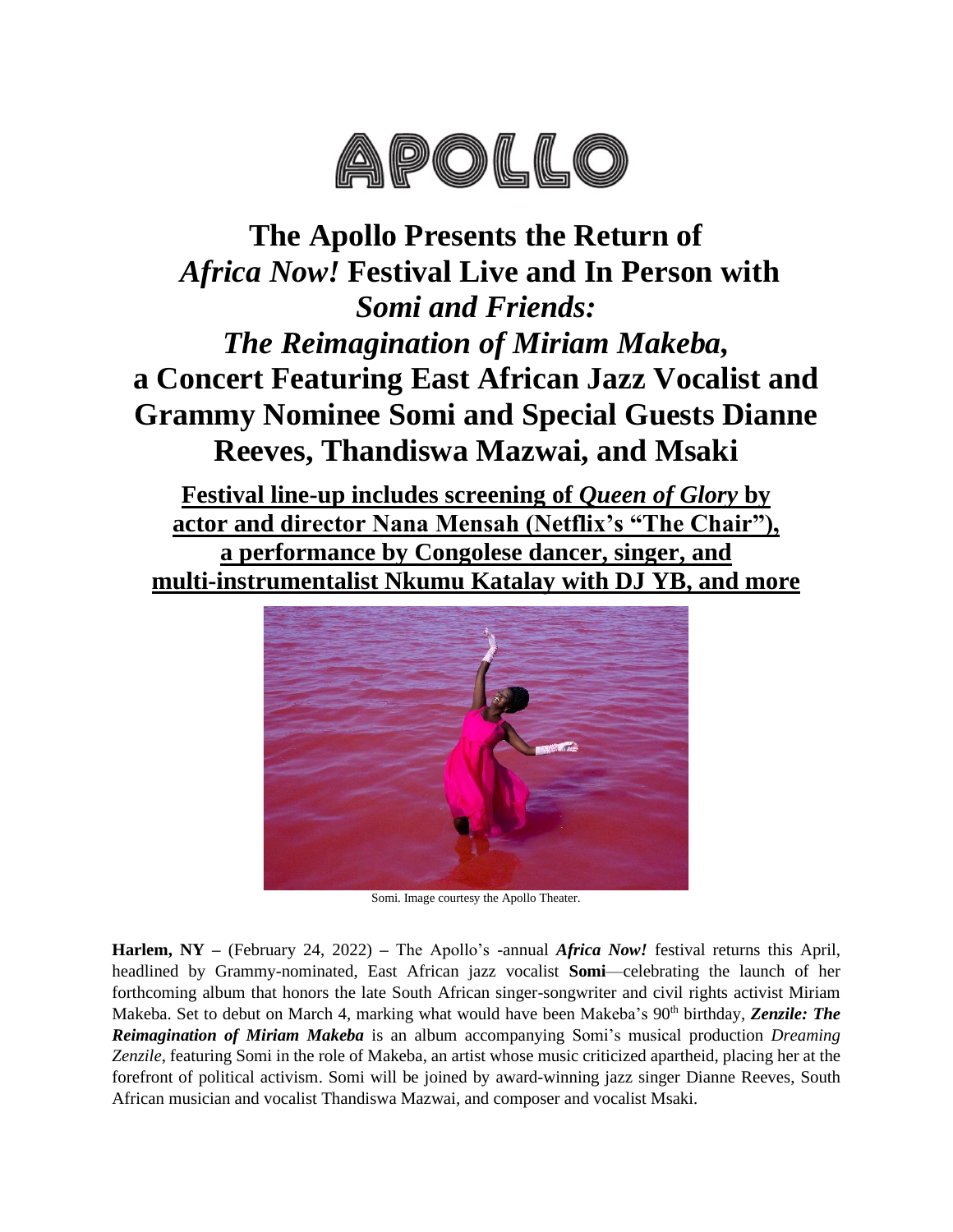APOLLO

# The Apollo Presents the Return of *Africa Now!* Festival Live and In Person with *Somi and Friends: The Reimagination of Miriam Makeba*, a Concert Featuring East African Jazz Vocalist and Grammy Nominee Somi and Special Guests Dianne Reeves, Thandiswa Mazwai, and Msaki

**Festival line-up includes screening of *Queen of Glory* by actor and director Nana Mensah (Netflix's "The Chair"), a performance by Congolese dancer, singer, and multi-instrumentalist Nkumu Katalay with DJ YB, and more**

Somi. Image courtesy the Apollo Theater.

**Harlem, NY –** (February 24, 2022) – The Apollo's -annual ***Africa Now!*** festival returns this April, headlined by Grammy-nominated, East African jazz vocalist **Somi**—celebrating the launch of her forthcoming album that honors the late South African singer-songwriter and civil rights activist Miriam Makeba. Set to debut on March 4, marking what would have been Makeba's 90th birthday, ***Zenzile: The Reimagination of Miriam Makeba*** is an album accompanying Somi's musical production *Dreaming Zenzile*, featuring Somi in the role of Makeba, an artist whose music criticized apartheid, placing her at the forefront of political activism. Somi will be joined by award-winning jazz singer Dianne Reeves, South African musician and vocalist Thandiswa Mazwai, and composer and vocalist Msaki.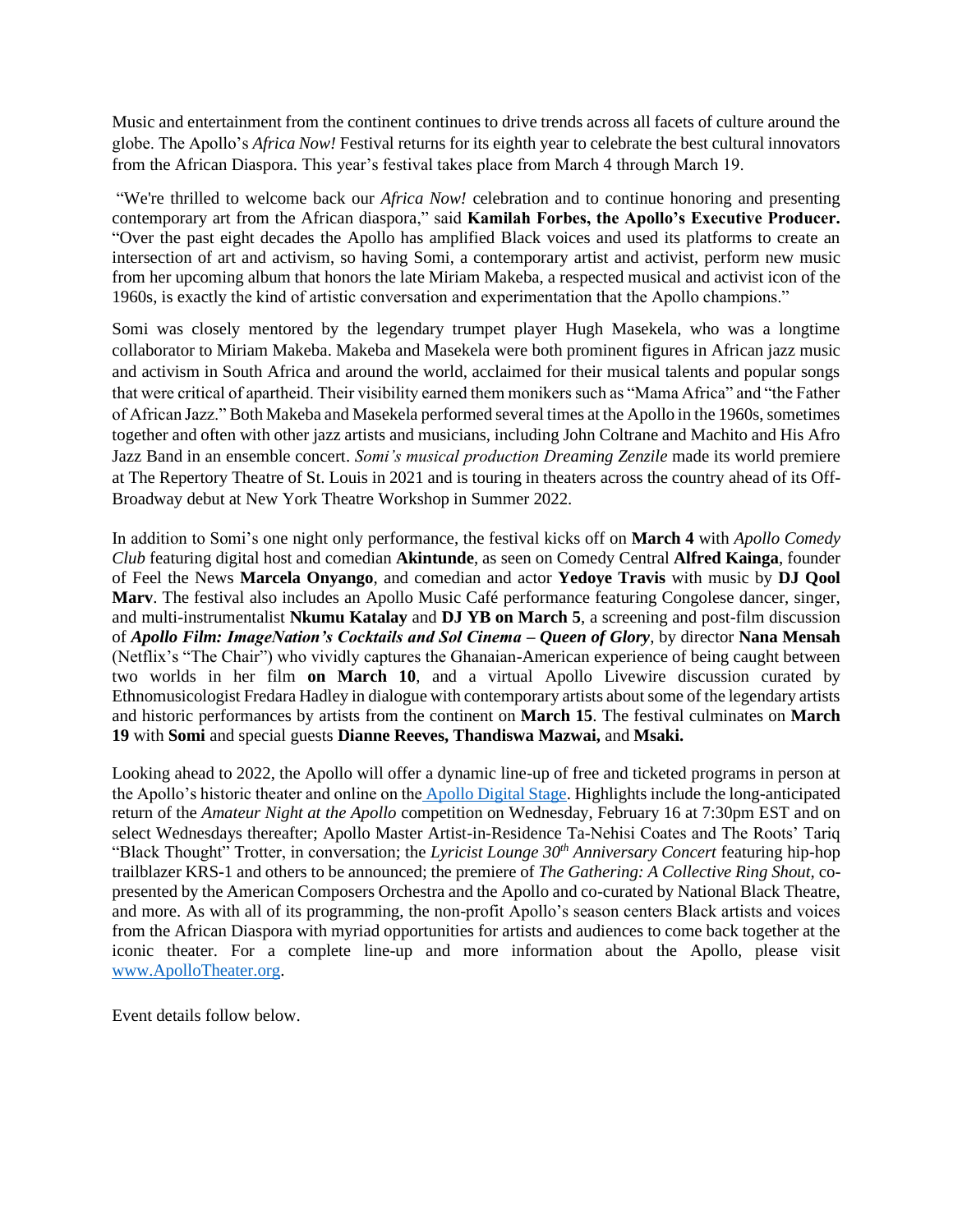Music and entertainment from the continent continues to drive trends across all facets of culture around the globe. The Apollo's *Africa Now!* Festival returns for its eighth year to celebrate the best cultural innovators from the African Diaspora. This year's festival takes place from March 4 through March 19.

"We're thrilled to welcome back our *Africa Now!* celebration and to continue honoring and presenting contemporary art from the African diaspora," said **Kamilah Forbes, the Apollo's Executive Producer.** "Over the past eight decades the Apollo has amplified Black voices and used its platforms to create an intersection of art and activism, so having Somi, a contemporary artist and activist, perform new music from her upcoming album that honors the late Miriam Makeba, a respected musical and activist icon of the 1960s, is exactly the kind of artistic conversation and experimentation that the Apollo champions."

Somi was closely mentored by the legendary trumpet player Hugh Masekela, who was a longtime collaborator to Miriam Makeba. Makeba and Masekela were both prominent figures in African jazz music and activism in South Africa and around the world, acclaimed for their musical talents and popular songs that were critical of apartheid. Their visibility earned them monikers such as "Mama Africa" and "the Father of African Jazz." Both Makeba and Masekela performed several times at the Apollo in the 1960s, sometimes together and often with other jazz artists and musicians, including John Coltrane and Machito and His Afro Jazz Band in an ensemble concert. *Somi's musical production Dreaming Zenzile* made its world premiere at The Repertory Theatre of St. Louis in 2021 and is touring in theaters across the country ahead of its Off-Broadway debut at New York Theatre Workshop in Summer 2022.

In addition to Somi's one night only performance, the festival kicks off on **March 4** with *Apollo Comedy Club* featuring digital host and comedian **Akintunde**, as seen on Comedy Central **Alfred Kainga**, founder of Feel the News **Marcela Onyango**, and comedian and actor **Yedoye Travis** with music by **DJ Qool Marv**. The festival also includes an Apollo Music Café performance featuring Congolese dancer, singer, and multi-instrumentalist **Nkumu Katalay** and **DJ YB on March 5**, a screening and post-film discussion of ***Apollo Film: ImageNation's Cocktails and Sol Cinema – Queen of Glory***, by director **Nana Mensah** (Netflix's "The Chair") who vividly captures the Ghanaian-American experience of being caught between two worlds in her film **on March 10**, and a virtual Apollo Livewire discussion curated by Ethnomusicologist Fredara Hadley in dialogue with contemporary artists about some of the legendary artists and historic performances by artists from the continent on **March 15**. The festival culminates on **March 19** with **Somi** and special guests **Dianne Reeves, Thandiswa Mazwai,** and **Msaki.**

Looking ahead to 2022, the Apollo will offer a dynamic line-up of free and ticketed programs in person at the Apollo's historic theater and online on the [Apollo Digital Stage](). Highlights include the long-anticipated return of the *Amateur Night at the Apollo* competition on Wednesday, February 16 at 7:30pm EST and on select Wednesdays thereafter; Apollo Master Artist-in-Residence Ta-Nehisi Coates and The Roots' Tariq "Black Thought" Trotter, in conversation; the *Lyricist Lounge 30th Anniversary Concert* featuring hip-hop trailblazer KRS-1 and others to be announced; the premiere of *The Gathering: A Collective Ring Shout*, co-presented by the American Composers Orchestra and the Apollo and co-curated by National Black Theatre, and more. As with all of its programming, the non-profit Apollo's season centers Black artists and voices from the African Diaspora with myriad opportunities for artists and audiences to come back together at the iconic theater. For a complete line-up and more information about the Apollo, please visit [www.ApolloTheater.org](www.ApolloTheater.org).

Event details follow below.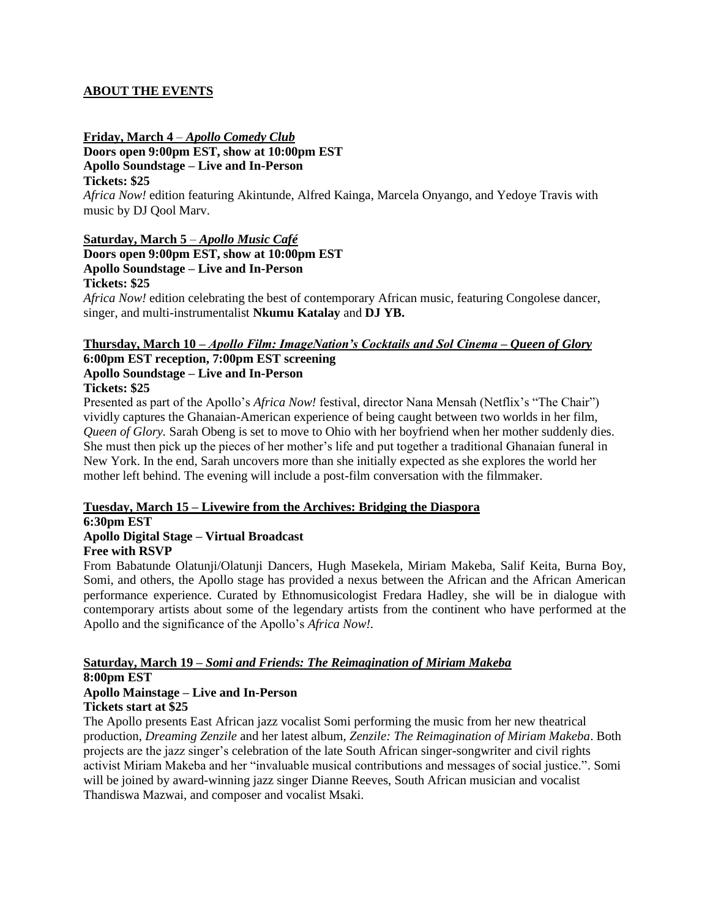## ABOUT THE EVENTS

**Friday, March 4** – ***Apollo Comedy Club***
**Doors open 9:00pm EST, show at 10:00pm EST**
**Apollo Soundstage – Live and In-Person**
**Tickets: $25**
*Africa Now!* edition featuring Akintunde, Alfred Kainga, Marcela Onyango, and Yedoye Travis with music by DJ Qool Marv.

**Saturday, March 5** – ***Apollo Music Café***
**Doors open 9:00pm EST, show at 10:00pm EST**
**Apollo Soundstage – Live and In-Person**
**Tickets: $25**
*Africa Now!* edition celebrating the best of contemporary African music, featuring Congolese dancer, singer, and multi-instrumentalist **Nkumu Katalay** and **DJ YB.**

**Thursday, March 10 –** ***Apollo Film: ImageNation's Cocktails and Sol Cinema – Queen of Glory***
**6:00pm EST reception, 7:00pm EST screening**
**Apollo Soundstage – Live and In-Person**
**Tickets: $25**
Presented as part of the Apollo's *Africa Now!* festival, director Nana Mensah (Netflix's "The Chair") vividly captures the Ghanaian-American experience of being caught between two worlds in her film, *Queen of Glory.* Sarah Obeng is set to move to Ohio with her boyfriend when her mother suddenly dies. She must then pick up the pieces of her mother's life and put together a traditional Ghanaian funeral in New York. In the end, Sarah uncovers more than she initially expected as she explores the world her mother left behind. The evening will include a post-film conversation with the filmmaker.

**Tuesday, March 15 – Livewire from the Archives: Bridging the Diaspora**
**6:30pm EST**
**Apollo Digital Stage – Virtual Broadcast**
**Free with RSVP**
From Babatunde Olatunji/Olatunji Dancers, Hugh Masekela, Miriam Makeba, Salif Keita, Burna Boy, Somi, and others, the Apollo stage has provided a nexus between the African and the African American performance experience. Curated by Ethnomusicologist Fredara Hadley, she will be in dialogue with contemporary artists about some of the legendary artists from the continent who have performed at the Apollo and the significance of the Apollo's *Africa Now!*.

**Saturday, March 19 –** ***Somi and Friends: The Reimagination of Miriam Makeba***
**8:00pm EST**
**Apollo Mainstage – Live and In-Person**
**Tickets start at $25**
The Apollo presents East African jazz vocalist Somi performing the music from her new theatrical production, *Dreaming Zenzile* and her latest album, *Zenzile: The Reimagination of Miriam Makeba*. Both projects are the jazz singer's celebration of the late South African singer-songwriter and civil rights activist Miriam Makeba and her "invaluable musical contributions and messages of social justice.". Somi will be joined by award-winning jazz singer Dianne Reeves, South African musician and vocalist Thandiswa Mazwai, and composer and vocalist Msaki.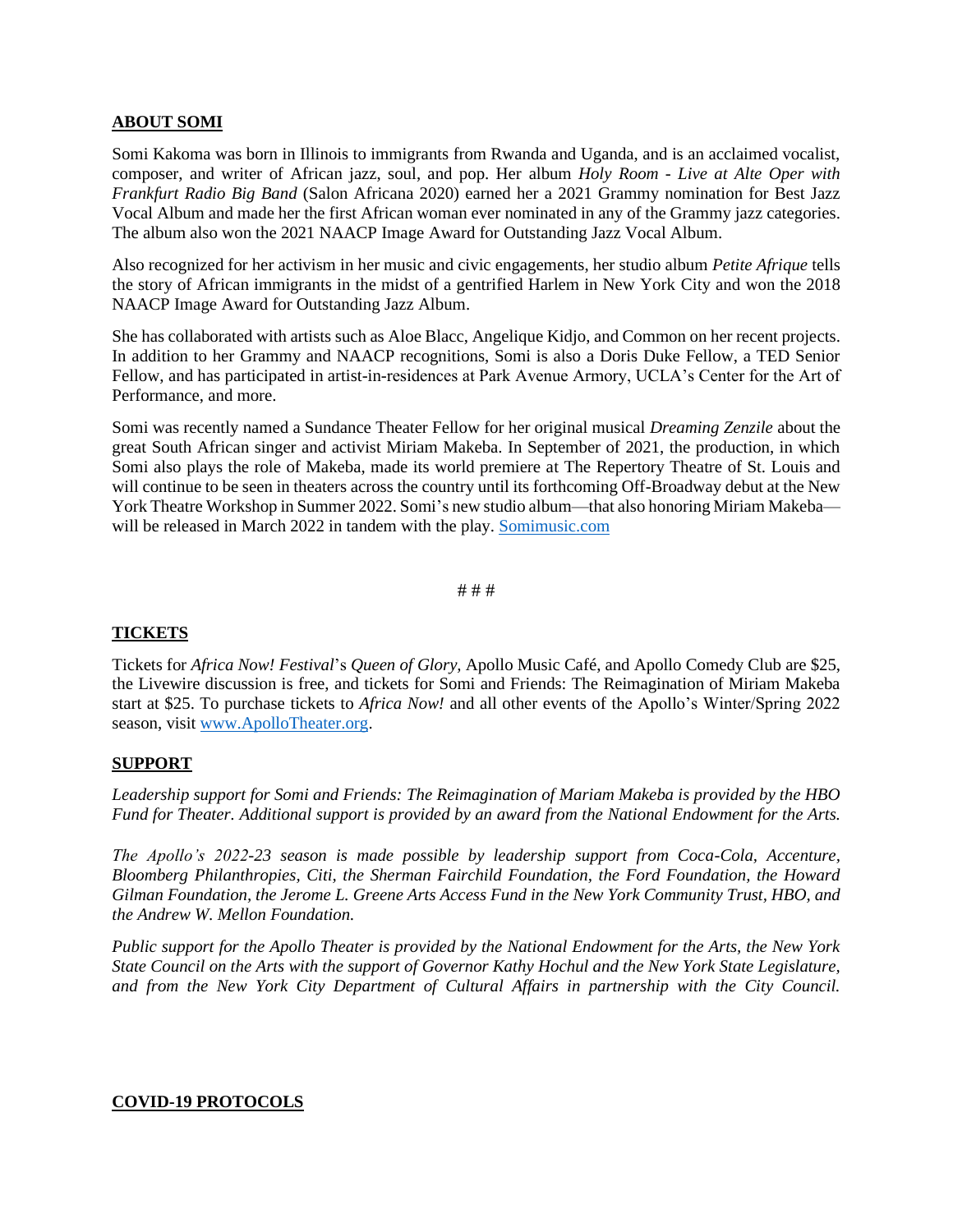**ABOUT SOMI**

Somi Kakoma was born in Illinois to immigrants from Rwanda and Uganda, and is an acclaimed vocalist, composer, and writer of African jazz, soul, and pop. Her album *Holy Room - Live at Alte Oper with Frankfurt Radio Big Band* (Salon Africana 2020) earned her a 2021 Grammy nomination for Best Jazz Vocal Album and made her the first African woman ever nominated in any of the Grammy jazz categories. The album also won the 2021 NAACP Image Award for Outstanding Jazz Vocal Album.

Also recognized for her activism in her music and civic engagements, her studio album *Petite Afrique* tells the story of African immigrants in the midst of a gentrified Harlem in New York City and won the 2018 NAACP Image Award for Outstanding Jazz Album.

She has collaborated with artists such as Aloe Blacc, Angelique Kidjo, and Common on her recent projects. In addition to her Grammy and NAACP recognitions, Somi is also a Doris Duke Fellow, a TED Senior Fellow, and has participated in artist-in-residences at Park Avenue Armory, UCLA's Center for the Art of Performance, and more.

Somi was recently named a Sundance Theater Fellow for her original musical *Dreaming Zenzile* about the great South African singer and activist Miriam Makeba. In September of 2021, the production, in which Somi also plays the role of Makeba, made its world premiere at The Repertory Theatre of St. Louis and will continue to be seen in theaters across the country until its forthcoming Off-Broadway debut at the New York Theatre Workshop in Summer 2022. Somi's new studio album—that also honoring Miriam Makeba—will be released in March 2022 in tandem with the play. [Somimusic.com](Somimusic.com)

# # #

**TICKETS**

Tickets for *Africa Now! Festival*'s *Queen of Glory*, Apollo Music Café, and Apollo Comedy Club are $25, the Livewire discussion is free, and tickets for Somi and Friends: The Reimagination of Miriam Makeba start at $25. To purchase tickets to *Africa Now!* and all other events of the Apollo's Winter/Spring 2022 season, visit [www.ApolloTheater.org](www.ApolloTheater.org).

**SUPPORT**

*Leadership support for Somi and Friends: The Reimagination of Mariam Makeba is provided by the HBO Fund for Theater. Additional support is provided by an award from the National Endowment for the Arts.*

*The Apollo's 2022-23 season is made possible by leadership support from Coca-Cola, Accenture, Bloomberg Philanthropies, Citi, the Sherman Fairchild Foundation, the Ford Foundation, the Howard Gilman Foundation, the Jerome L. Greene Arts Access Fund in the New York Community Trust, HBO, and the Andrew W. Mellon Foundation.*

*Public support for the Apollo Theater is provided by the National Endowment for the Arts, the New York State Council on the Arts with the support of Governor Kathy Hochul and the New York State Legislature, and from the New York City Department of Cultural Affairs in partnership with the City Council.*

**COVID-19 PROTOCOLS**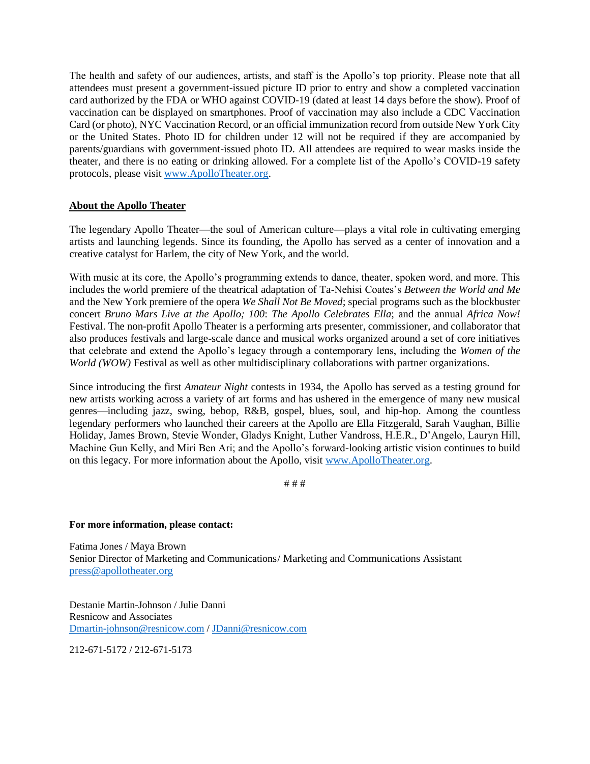The health and safety of our audiences, artists, and staff is the Apollo's top priority. Please note that all attendees must present a government-issued picture ID prior to entry and show a completed vaccination card authorized by the FDA or WHO against COVID-19 (dated at least 14 days before the show). Proof of vaccination can be displayed on smartphones. Proof of vaccination may also include a CDC Vaccination Card (or photo), NYC Vaccination Record, or an official immunization record from outside New York City or the United States. Photo ID for children under 12 will not be required if they are accompanied by parents/guardians with government-issued photo ID. All attendees are required to wear masks inside the theater, and there is no eating or drinking allowed. For a complete list of the Apollo's COVID-19 safety protocols, please visit [www.ApolloTheater.org](http://www.ApolloTheater.org).

**About the Apollo Theater**

The legendary Apollo Theater—the soul of American culture—plays a vital role in cultivating emerging artists and launching legends. Since its founding, the Apollo has served as a center of innovation and a creative catalyst for Harlem, the city of New York, and the world.

With music at its core, the Apollo's programming extends to dance, theater, spoken word, and more. This includes the world premiere of the theatrical adaptation of Ta-Nehisi Coates's *Between the World and Me* and the New York premiere of the opera *We Shall Not Be Moved*; special programs such as the blockbuster concert *Bruno Mars Live at the Apollo; 100*: *The Apollo Celebrates Ella*; and the annual *Africa Now!* Festival. The non-profit Apollo Theater is a performing arts presenter, commissioner, and collaborator that also produces festivals and large-scale dance and musical works organized around a set of core initiatives that celebrate and extend the Apollo's legacy through a contemporary lens, including the *Women of the World (WOW)* Festival as well as other multidisciplinary collaborations with partner organizations.

Since introducing the first *Amateur Night* contests in 1934, the Apollo has served as a testing ground for new artists working across a variety of art forms and has ushered in the emergence of many new musical genres—including jazz, swing, bebop, R&B, gospel, blues, soul, and hip-hop. Among the countless legendary performers who launched their careers at the Apollo are Ella Fitzgerald, Sarah Vaughan, Billie Holiday, James Brown, Stevie Wonder, Gladys Knight, Luther Vandross, H.E.R., D'Angelo, Lauryn Hill, Machine Gun Kelly, and Miri Ben Ari; and the Apollo's forward-looking artistic vision continues to build on this legacy. For more information about the Apollo, visit [www.ApolloTheater.org](http://www.ApolloTheater.org).

# # #

**For more information, please contact:**

Fatima Jones / Maya Brown
Senior Director of Marketing and Communications/ Marketing and Communications Assistant
[press@apollotheater.org](mailto:press@apollotheater.org)

Destanie Martin-Johnson / Julie Danni
Resnicow and Associates
[Dmartin-johnson@resnicow.com](mailto:Dmartin-johnson@resnicow.com) / [JDanni@resnicow.com](mailto:JDanni@resnicow.com)

212-671-5172 / 212-671-5173